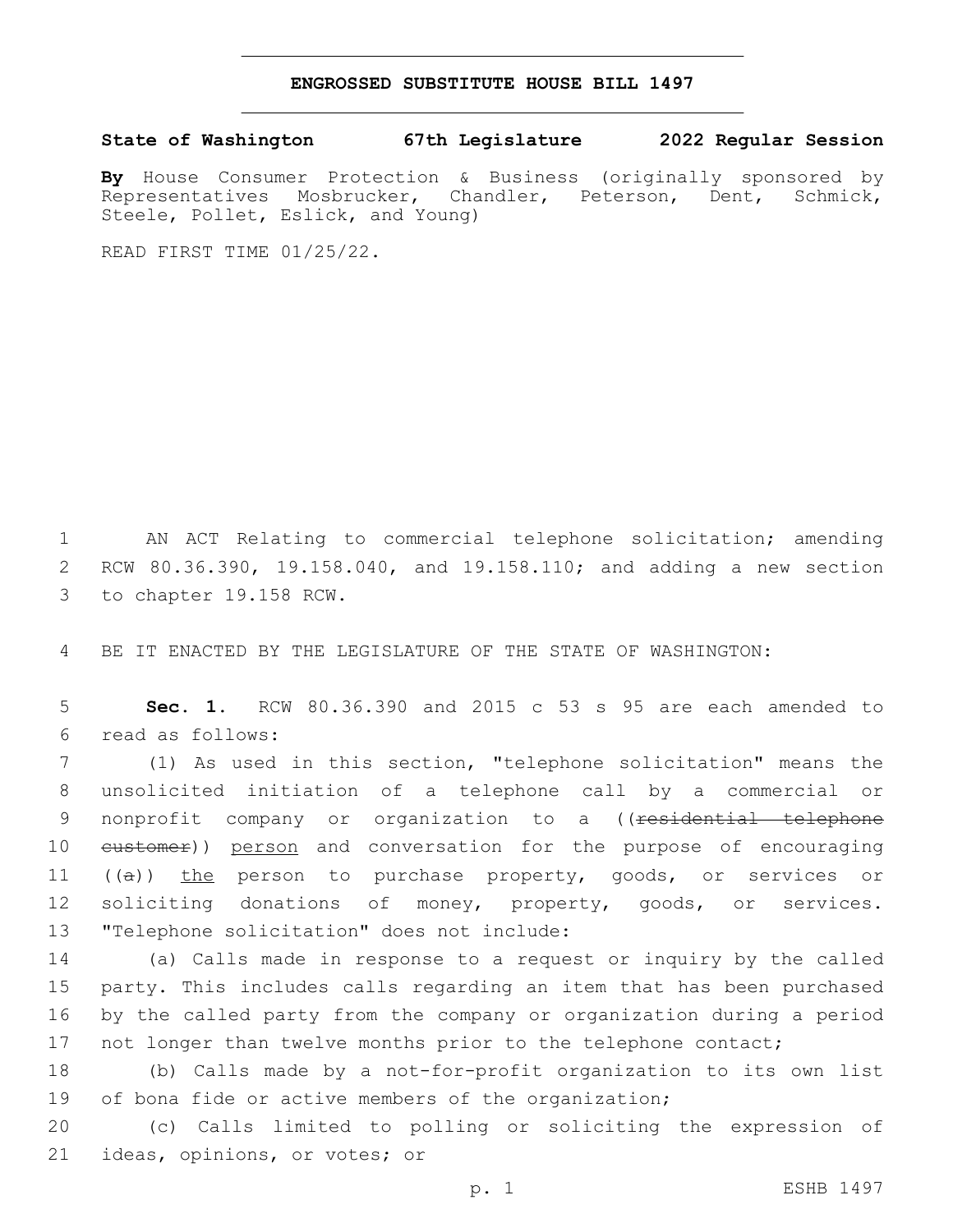# ENGROSSED SUBSTITUTE HOUSE BILL 1497

**State of Washington 67th Legislature 2022 Regular Session**

**By** House Consumer Protection & Business (originally sponsored by Representatives Mosbrucker, Chandler, Peterson, Dent, Schmick, Steele, Pollet, Eslick, and Young)

READ FIRST TIME 01/25/22.

AN ACT Relating to commercial telephone solicitation; amending RCW 80.36.390, 19.158.040, and 19.158.110; and adding a new section to chapter 19.158 RCW.

BE IT ENACTED BY THE LEGISLATURE OF THE STATE OF WASHINGTON:

**Sec. 1.** RCW 80.36.390 and 2015 c 53 s 95 are each amended to read as follows:

(1) As used in this section, "telephone solicitation" means the unsolicited initiation of a telephone call by a commercial or nonprofit company or organization to a ((~~residential telephone customer~~)) <u>person</u> and conversation for the purpose of encouraging ((~~a~~)) <u>the</u> person to purchase property, goods, or services or soliciting donations of money, property, goods, or services. "Telephone solicitation" does not include:

(a) Calls made in response to a request or inquiry by the called party. This includes calls regarding an item that has been purchased by the called party from the company or organization during a period not longer than twelve months prior to the telephone contact;

(b) Calls made by a not-for-profit organization to its own list of bona fide or active members of the organization;

(c) Calls limited to polling or soliciting the expression of ideas, opinions, or votes; or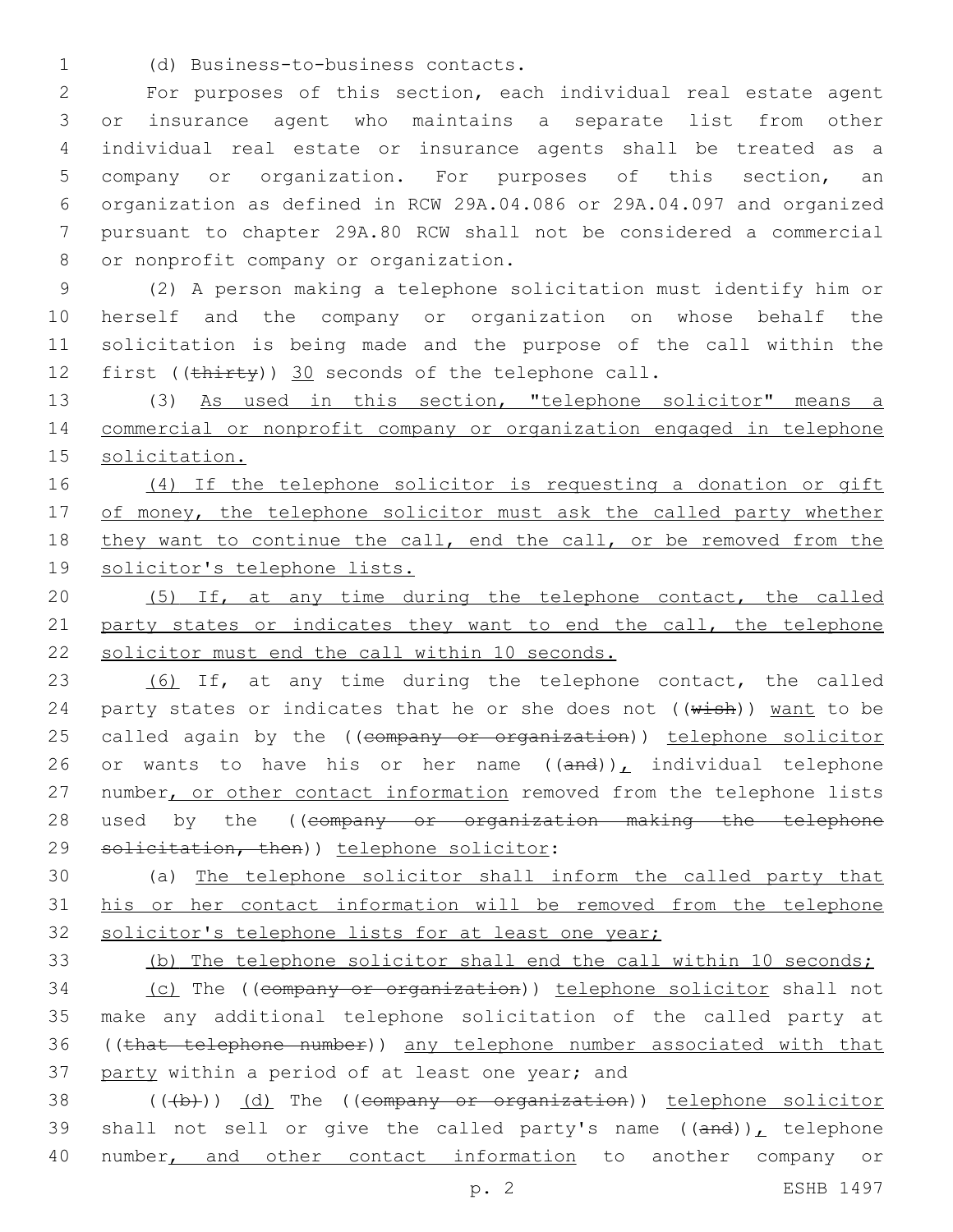(d) Business-to-business contacts.

For purposes of this section, each individual real estate agent or insurance agent who maintains a separate list from other individual real estate or insurance agents shall be treated as a company or organization. For purposes of this section, an organization as defined in RCW 29A.04.086 or 29A.04.097 and organized pursuant to chapter 29A.80 RCW shall not be considered a commercial or nonprofit company or organization.

(2) A person making a telephone solicitation must identify him or herself and the company or organization on whose behalf the solicitation is being made and the purpose of the call within the first ((~~thirty~~)) 30 seconds of the telephone call.

(3) As used in this section, "telephone solicitor" means a commercial or nonprofit company or organization engaged in telephone solicitation.

(4) If the telephone solicitor is requesting a donation or gift of money, the telephone solicitor must ask the called party whether they want to continue the call, end the call, or be removed from the solicitor's telephone lists.

(5) If, at any time during the telephone contact, the called party states or indicates they want to end the call, the telephone solicitor must end the call within 10 seconds.

(6) If, at any time during the telephone contact, the called party states or indicates that he or she does not ((~~wish~~)) want to be called again by the ((~~company or organization~~)) telephone solicitor or wants to have his or her name ((~~and~~)), individual telephone number, or other contact information removed from the telephone lists used by the ((~~company or organization making the telephone solicitation, then~~)) telephone solicitor:

(a) The telephone solicitor shall inform the called party that his or her contact information will be removed from the telephone solicitor's telephone lists for at least one year;

(b) The telephone solicitor shall end the call within 10 seconds;

(c) The ((~~company or organization~~)) telephone solicitor shall not make any additional telephone solicitation of the called party at ((~~that telephone number~~)) any telephone number associated with that party within a period of at least one year; and

((~~(b)~~)) (d) The ((~~company or organization~~)) telephone solicitor shall not sell or give the called party's name ((~~and~~)), telephone number, and other contact information to another company or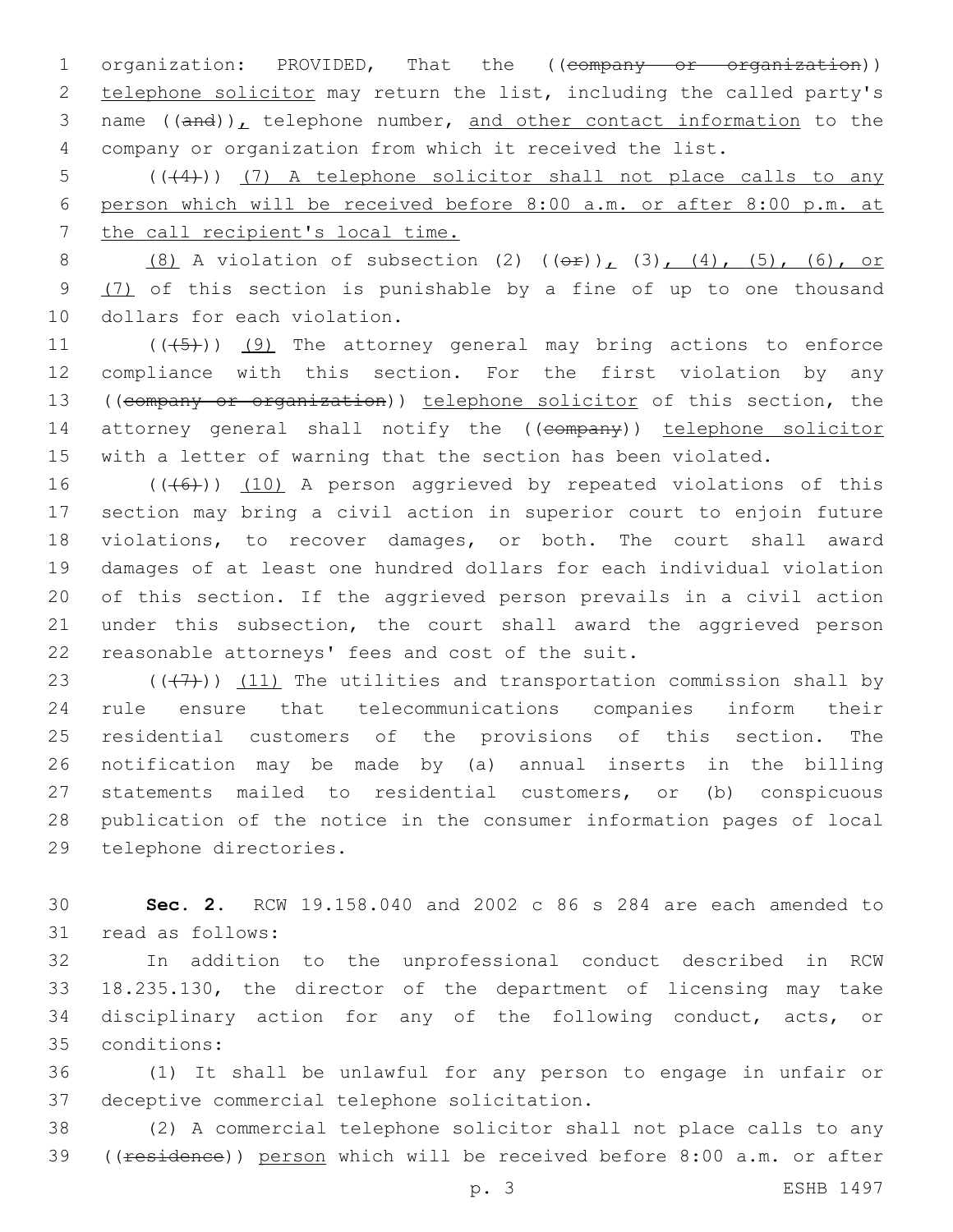organization: PROVIDED, That the ((~~company or organization~~)) telephone solicitor may return the list, including the called party's name ((~~and~~)), telephone number, and other contact information to the company or organization from which it received the list.

((~~(4)~~)) (7) A telephone solicitor shall not place calls to any person which will be received before 8:00 a.m. or after 8:00 p.m. at the call recipient's local time.

(8) A violation of subsection (2) ((~~or~~)), (3), (4), (5), (6), or (7) of this section is punishable by a fine of up to one thousand dollars for each violation.

((~~(5)~~)) (9) The attorney general may bring actions to enforce compliance with this section. For the first violation by any ((~~company or organization~~)) telephone solicitor of this section, the attorney general shall notify the ((~~company~~)) telephone solicitor with a letter of warning that the section has been violated.

((~~(6)~~)) (10) A person aggrieved by repeated violations of this section may bring a civil action in superior court to enjoin future violations, to recover damages, or both. The court shall award damages of at least one hundred dollars for each individual violation of this section. If the aggrieved person prevails in a civil action under this subsection, the court shall award the aggrieved person reasonable attorneys' fees and cost of the suit.

((~~(7)~~)) (11) The utilities and transportation commission shall by rule ensure that telecommunications companies inform their residential customers of the provisions of this section. The notification may be made by (a) annual inserts in the billing statements mailed to residential customers, or (b) conspicuous publication of the notice in the consumer information pages of local telephone directories.

**Sec. 2.** RCW 19.158.040 and 2002 c 86 s 284 are each amended to read as follows:

In addition to the unprofessional conduct described in RCW 18.235.130, the director of the department of licensing may take disciplinary action for any of the following conduct, acts, or conditions:

(1) It shall be unlawful for any person to engage in unfair or deceptive commercial telephone solicitation.

(2) A commercial telephone solicitor shall not place calls to any ((~~residence~~)) person which will be received before 8:00 a.m. or after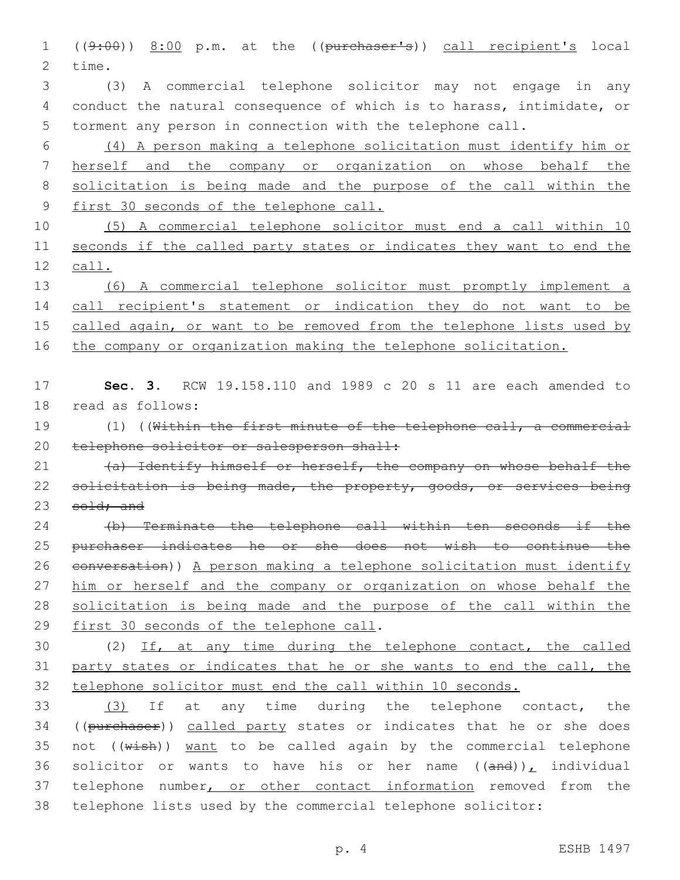((~~9:00~~)) <u>8:00</u> p.m. at the ((~~purchaser's~~)) <u>call recipient's</u> local time.

(3) A commercial telephone solicitor may not engage in any conduct the natural consequence of which is to harass, intimidate, or torment any person in connection with the telephone call.

<u>(4) A person making a telephone solicitation must identify him or herself and the company or organization on whose behalf the solicitation is being made and the purpose of the call within the first 30 seconds of the telephone call.</u>

<u>(5) A commercial telephone solicitor must end a call within 10 seconds if the called party states or indicates they want to end the call.</u>

<u>(6) A commercial telephone solicitor must promptly implement a call recipient's statement or indication they do not want to be called again, or want to be removed from the telephone lists used by the company or organization making the telephone solicitation.</u>

**Sec. 3.** RCW 19.158.110 and 1989 c 20 s 11 are each amended to read as follows:

(1) ((~~Within the first minute of the telephone call, a commercial telephone solicitor or salesperson shall:~~

~~(a) Identify himself or herself, the company on whose behalf the solicitation is being made, the property, goods, or services being sold; and~~

~~(b) Terminate the telephone call within ten seconds if the purchaser indicates he or she does not wish to continue the conversation~~)) <u>A person making a telephone solicitation must identify him or herself and the company or organization on whose behalf the solicitation is being made and the purpose of the call within the first 30 seconds of the telephone call</u>.

(2) <u>If, at any time during the telephone contact, the called party states or indicates that he or she wants to end the call, the telephone solicitor must end the call within 10 seconds.</u>

<u>(3)</u> If at any time during the telephone contact, the ((~~purchaser~~)) <u>called party</u> states or indicates that he or she does not ((~~wish~~)) <u>want</u> to be called again by the commercial telephone solicitor or wants to have his or her name ((~~and~~))<u>,</u> individual telephone number<u>, or other contact information</u> removed from the telephone lists used by the commercial telephone solicitor: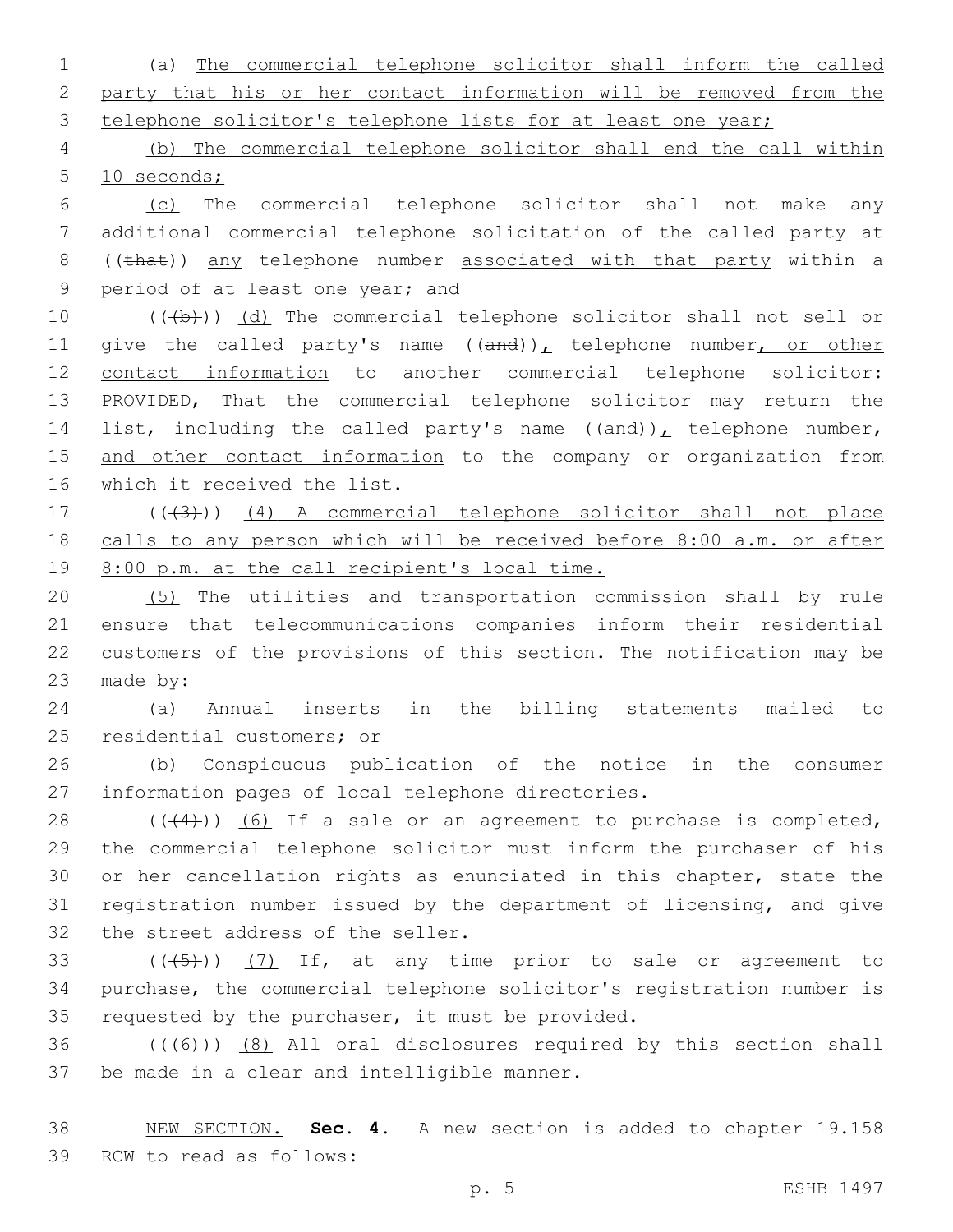(a) The commercial telephone solicitor shall inform the called party that his or her contact information will be removed from the telephone solicitor's telephone lists for at least one year;

(b) The commercial telephone solicitor shall end the call within 10 seconds;

(c) The commercial telephone solicitor shall not make any additional commercial telephone solicitation of the called party at ((~~that~~)) any telephone number associated with that party within a period of at least one year; and

((~~(b)~~)) (d) The commercial telephone solicitor shall not sell or give the called party's name ((~~and~~)), telephone number, or other contact information to another commercial telephone solicitor: PROVIDED, That the commercial telephone solicitor may return the list, including the called party's name ((~~and~~)), telephone number, and other contact information to the company or organization from which it received the list.

((~~(3)~~)) (4) A commercial telephone solicitor shall not place calls to any person which will be received before 8:00 a.m. or after 8:00 p.m. at the call recipient's local time.

(5) The utilities and transportation commission shall by rule ensure that telecommunications companies inform their residential customers of the provisions of this section. The notification may be made by:

(a) Annual inserts in the billing statements mailed to residential customers; or

(b) Conspicuous publication of the notice in the consumer information pages of local telephone directories.

((~~(4)~~)) (6) If a sale or an agreement to purchase is completed, the commercial telephone solicitor must inform the purchaser of his or her cancellation rights as enunciated in this chapter, state the registration number issued by the department of licensing, and give the street address of the seller.

((~~(5)~~)) (7) If, at any time prior to sale or agreement to purchase, the commercial telephone solicitor's registration number is requested by the purchaser, it must be provided.

((~~(6)~~)) (8) All oral disclosures required by this section shall be made in a clear and intelligible manner.

NEW SECTION. **Sec. 4.** A new section is added to chapter 19.158 RCW to read as follows: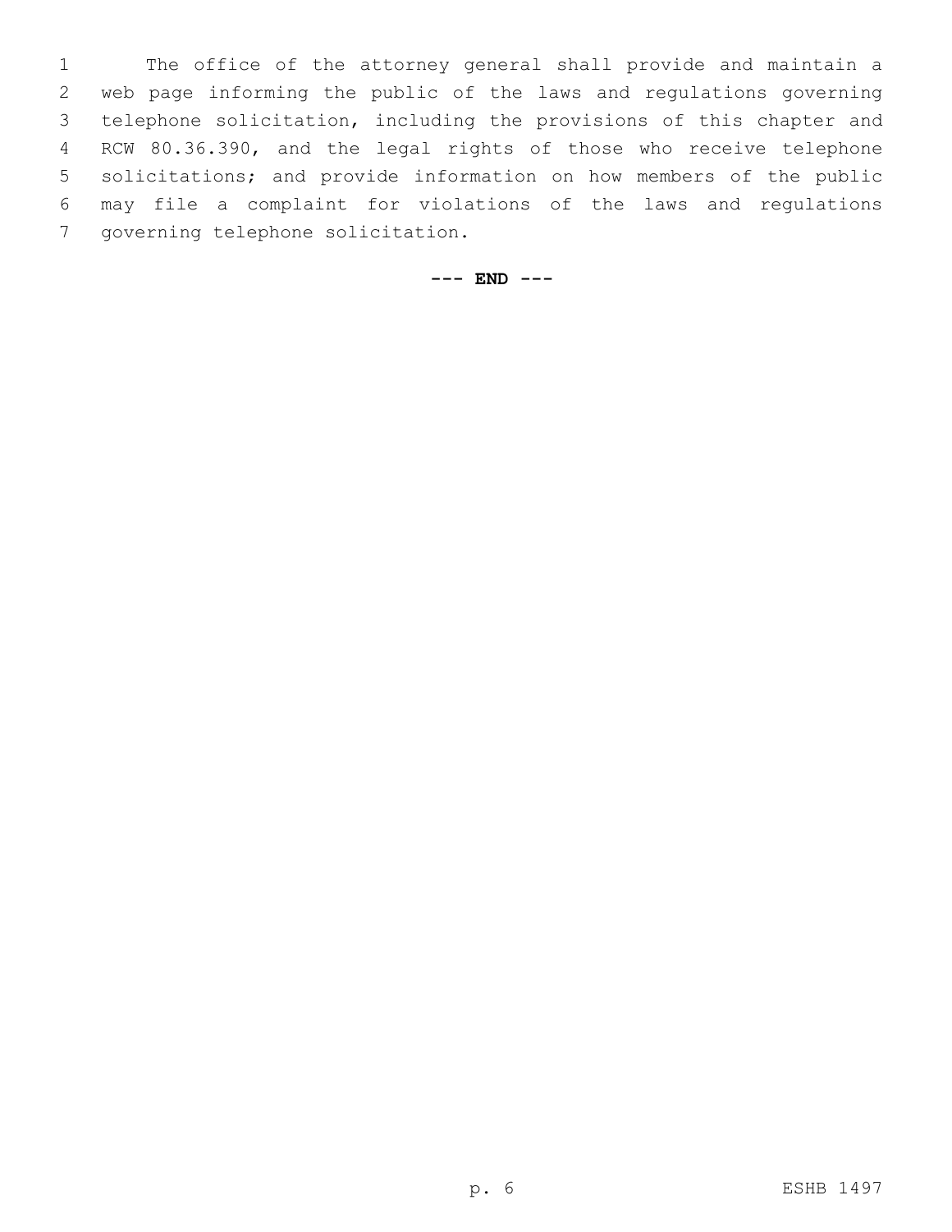The office of the attorney general shall provide and maintain a web page informing the public of the laws and regulations governing telephone solicitation, including the provisions of this chapter and RCW 80.36.390, and the legal rights of those who receive telephone solicitations; and provide information on how members of the public may file a complaint for violations of the laws and regulations governing telephone solicitation.

**--- END ---**